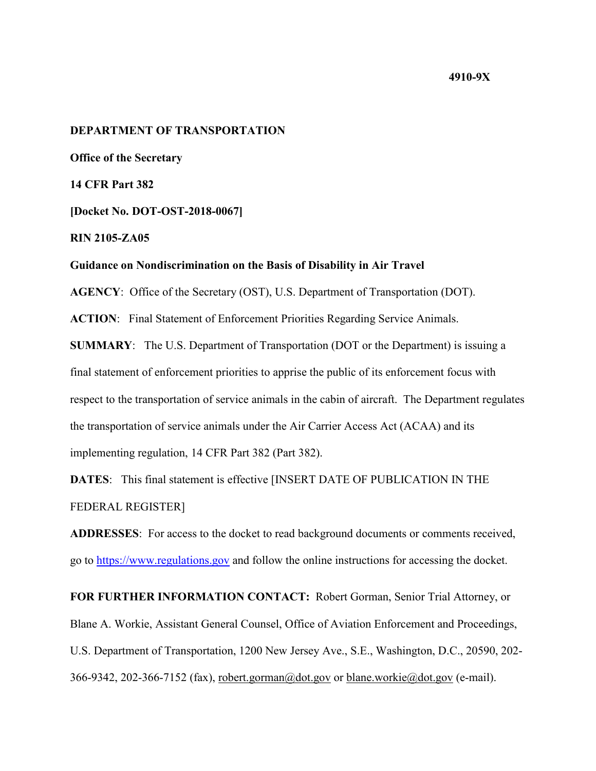**4910-9X**

**DEPARTMENT OF TRANSPORTATION**

**Office of the Secretary**

**14 CFR Part 382**

**[Docket No. DOT-OST-2018-0067]**

**RIN 2105-ZA05**

**Guidance on Nondiscrimination on the Basis of Disability in Air Travel**

**AGENCY**: Office of the Secretary (OST), U.S. Department of Transportation (DOT).

**ACTION**: Final Statement of Enforcement Priorities Regarding Service Animals.

**SUMMARY**: The U.S. Department of Transportation (DOT or the Department) is issuing a final statement of enforcement priorities to apprise the public of its enforcement focus with respect to the transportation of service animals in the cabin of aircraft. The Department regulates the transportation of service animals under the Air Carrier Access Act (ACAA) and its implementing regulation, 14 CFR Part 382 (Part 382).

**DATES**: This final statement is effective [INSERT DATE OF PUBLICATION IN THE FEDERAL REGISTER]

**ADDRESSES**: For access to the docket to read background documents or comments received, go to https://www.regulations.gov and follow the online instructions for accessing the docket.

**FOR FURTHER INFORMATION CONTACT:** Robert Gorman, Senior Trial Attorney, or Blane A. Workie, Assistant General Counsel, Office of Aviation Enforcement and Proceedings, U.S. Department of Transportation, 1200 New Jersey Ave., S.E., Washington, D.C., 20590, 202-366-9342, 202-366-7152 (fax), robert.gorman@dot.gov or blane.workie@dot.gov (e-mail).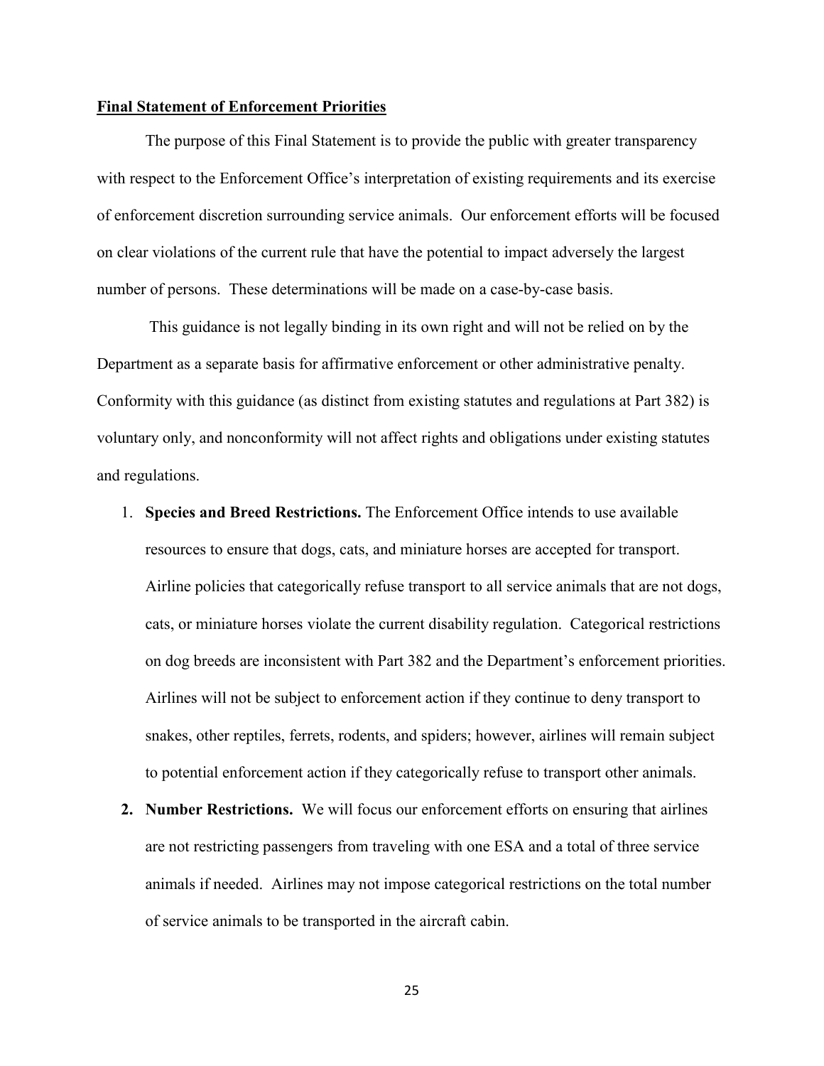**Final Statement of Enforcement Priorities**

The purpose of this Final Statement is to provide the public with greater transparency with respect to the Enforcement Office's interpretation of existing requirements and its exercise of enforcement discretion surrounding service animals. Our enforcement efforts will be focused on clear violations of the current rule that have the potential to impact adversely the largest number of persons. These determinations will be made on a case-by-case basis.

This guidance is not legally binding in its own right and will not be relied on by the Department as a separate basis for affirmative enforcement or other administrative penalty. Conformity with this guidance (as distinct from existing statutes and regulations at Part 382) is voluntary only, and nonconformity will not affect rights and obligations under existing statutes and regulations.

1. **Species and Breed Restrictions.** The Enforcement Office intends to use available resources to ensure that dogs, cats, and miniature horses are accepted for transport. Airline policies that categorically refuse transport to all service animals that are not dogs, cats, or miniature horses violate the current disability regulation. Categorical restrictions on dog breeds are inconsistent with Part 382 and the Department's enforcement priorities. Airlines will not be subject to enforcement action if they continue to deny transport to snakes, other reptiles, ferrets, rodents, and spiders; however, airlines will remain subject to potential enforcement action if they categorically refuse to transport other animals.

2. **Number Restrictions.** We will focus our enforcement efforts on ensuring that airlines are not restricting passengers from traveling with one ESA and a total of three service animals if needed. Airlines may not impose categorical restrictions on the total number of service animals to be transported in the aircraft cabin.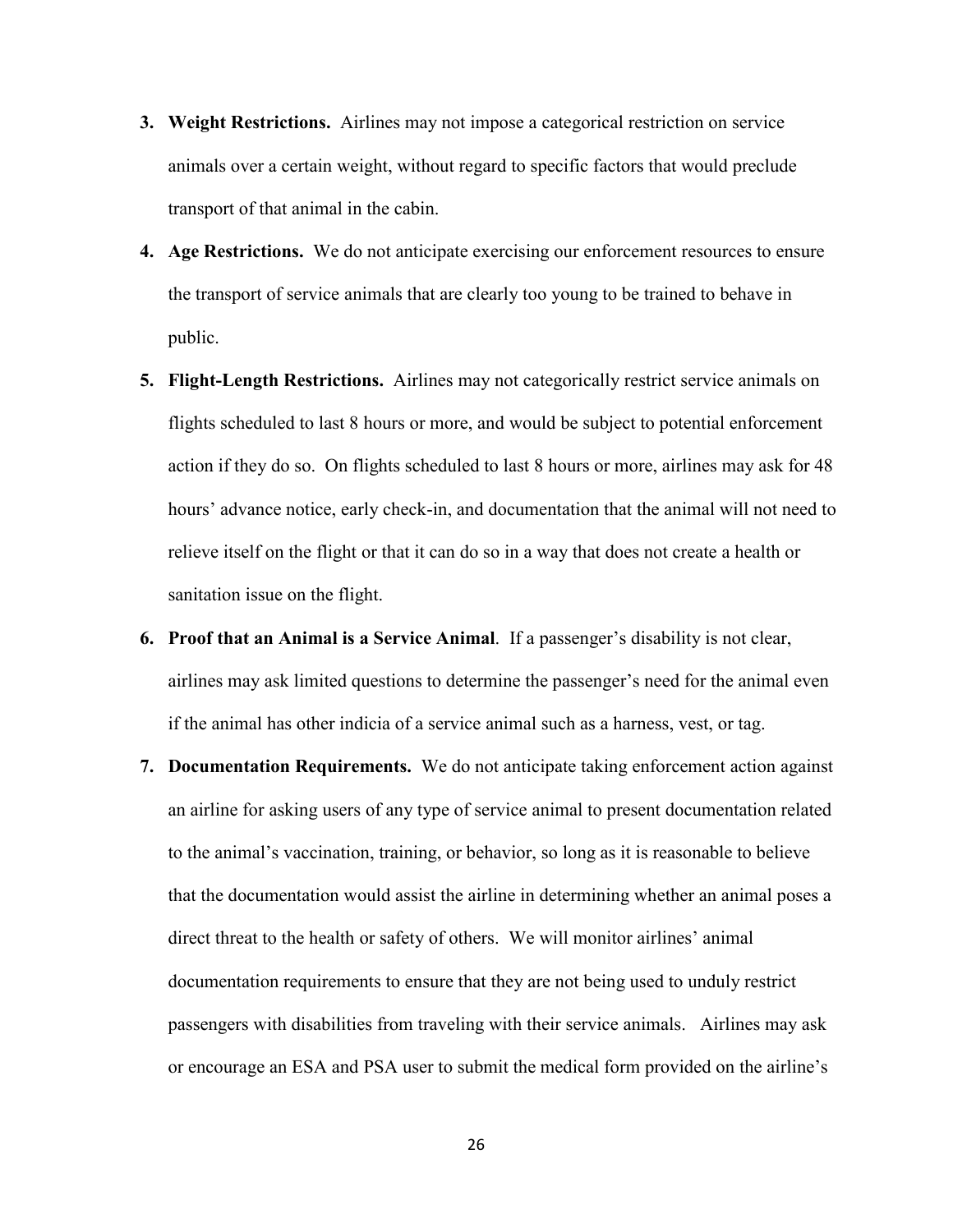3. **Weight Restrictions.** Airlines may not impose a categorical restriction on service animals over a certain weight, without regard to specific factors that would preclude transport of that animal in the cabin.
4. **Age Restrictions.** We do not anticipate exercising our enforcement resources to ensure the transport of service animals that are clearly too young to be trained to behave in public.
5. **Flight-Length Restrictions.** Airlines may not categorically restrict service animals on flights scheduled to last 8 hours or more, and would be subject to potential enforcement action if they do so. On flights scheduled to last 8 hours or more, airlines may ask for 48 hours' advance notice, early check-in, and documentation that the animal will not need to relieve itself on the flight or that it can do so in a way that does not create a health or sanitation issue on the flight.
6. **Proof that an Animal is a Service Animal**. If a passenger's disability is not clear, airlines may ask limited questions to determine the passenger's need for the animal even if the animal has other indicia of a service animal such as a harness, vest, or tag.
7. **Documentation Requirements.** We do not anticipate taking enforcement action against an airline for asking users of any type of service animal to present documentation related to the animal's vaccination, training, or behavior, so long as it is reasonable to believe that the documentation would assist the airline in determining whether an animal poses a direct threat to the health or safety of others. We will monitor airlines' animal documentation requirements to ensure that they are not being used to unduly restrict passengers with disabilities from traveling with their service animals. Airlines may ask or encourage an ESA and PSA user to submit the medical form provided on the airline's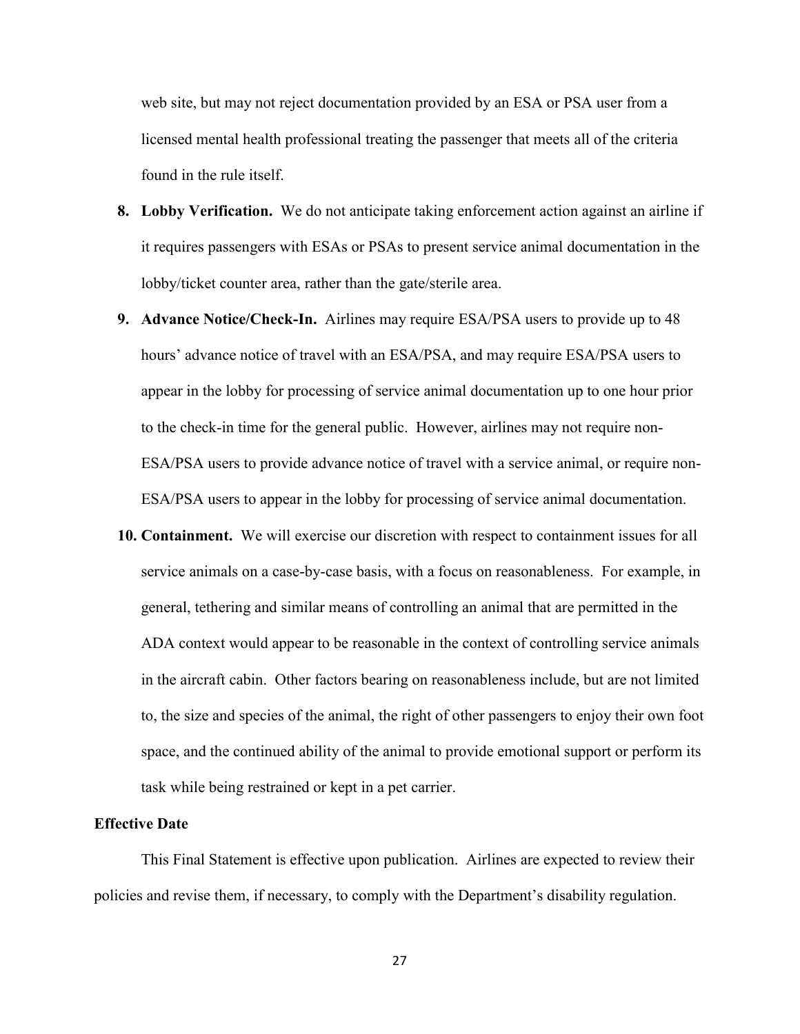web site, but may not reject documentation provided by an ESA or PSA user from a licensed mental health professional treating the passenger that meets all of the criteria found in the rule itself.

8. **Lobby Verification.** We do not anticipate taking enforcement action against an airline if it requires passengers with ESAs or PSAs to present service animal documentation in the lobby/ticket counter area, rather than the gate/sterile area.

9. **Advance Notice/Check-In.** Airlines may require ESA/PSA users to provide up to 48 hours' advance notice of travel with an ESA/PSA, and may require ESA/PSA users to appear in the lobby for processing of service animal documentation up to one hour prior to the check-in time for the general public. However, airlines may not require non-ESA/PSA users to provide advance notice of travel with a service animal, or require non-ESA/PSA users to appear in the lobby for processing of service animal documentation.

10. **Containment.** We will exercise our discretion with respect to containment issues for all service animals on a case-by-case basis, with a focus on reasonableness. For example, in general, tethering and similar means of controlling an animal that are permitted in the ADA context would appear to be reasonable in the context of controlling service animals in the aircraft cabin. Other factors bearing on reasonableness include, but are not limited to, the size and species of the animal, the right of other passengers to enjoy their own foot space, and the continued ability of the animal to provide emotional support or perform its task while being restrained or kept in a pet carrier.

**Effective Date**

This Final Statement is effective upon publication. Airlines are expected to review their policies and revise them, if necessary, to comply with the Department's disability regulation.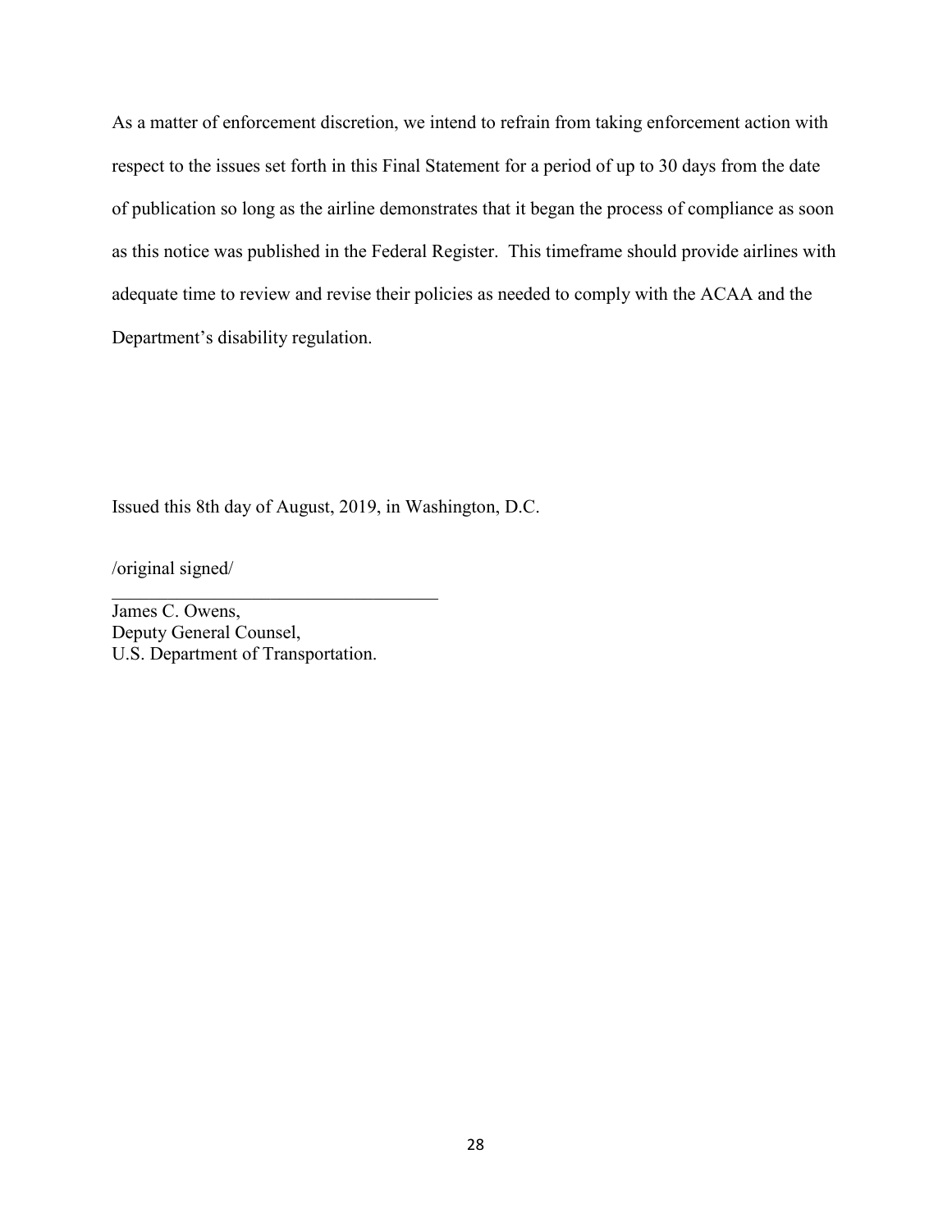As a matter of enforcement discretion, we intend to refrain from taking enforcement action with respect to the issues set forth in this Final Statement for a period of up to 30 days from the date of publication so long as the airline demonstrates that it began the process of compliance as soon as this notice was published in the Federal Register. This timeframe should provide airlines with adequate time to review and revise their policies as needed to comply with the ACAA and the Department's disability regulation.

Issued this 8th day of August, 2019, in Washington, D.C.

/original signed/

\_\_\_\_\_\_\_\_\_\_\_\_\_\_\_\_\_\_\_\_\_\_\_\_\_\_\_\_\_\_\_\_\_\_\_\_

James C. Owens,  
Deputy General Counsel,  
U.S. Department of Transportation.